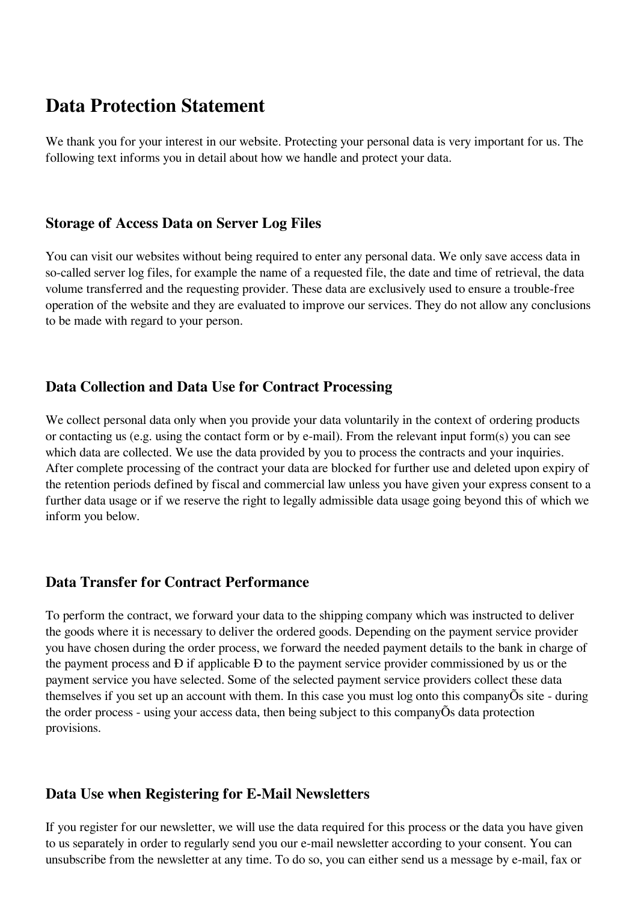# Data Protection Statement

We thank you for your interest in our website. Protecting your personal data is very important for us. The following text informs you in detail about how we handle and protect your data.

## Storage of Access Data on Server Log Files

You can visit our websites without being required to enter any personal data. We only save access data in so-called server log files, for example the name of a requested file, the date and time of retrieval, the data volume transferred and the requesting provider. These data are exclusively used to ensure a trouble-free operation of the website and they are evaluated to improve our services. They do not allow any conclusions to be made with regard to your person.

## Data Collection and Data Use for Contract Processing

We collect personal data only when you provide your data voluntarily in the context of ordering products or contacting us (e.g. using the contact form or by e-mail). From the relevant input form(s) you can see which data are collected. We use the data provided by you to process the contracts and your inquiries. After complete processing of the contract your data are blocked for further use and deleted upon expiry of the retention periods defined by fiscal and commercial law unless you have given your express consent to a further data usage or if we reserve the right to legally admissible data usage going beyond this of which we inform you below.

## Data Transfer for Contract Performance

To perform the contract, we forward your data to the shipping company which was instructed to deliver the goods where it is necessary to deliver the ordered goods. Depending on the payment service provider you have chosen during the order process, we forward the needed payment details to the bank in charge of the payment process and Ð if applicable Ð to the payment service provider commissioned by us or the payment service you have selected. Some of the selected payment service providers collect these data themselves if you set up an account with them. In this case you must log onto this companyÕs site - during the order process - using your access data, then being subject to this companyÕs data protection provisions.

## Data Use when Registering for E-Mail Newsletters

If you register for our newsletter, we will use the data required for this process or the data you have given to us separately in order to regularly send you our e-mail newsletter according to your consent. You can unsubscribe from the newsletter at any time. To do so, you can either send us a message by e-mail, fax or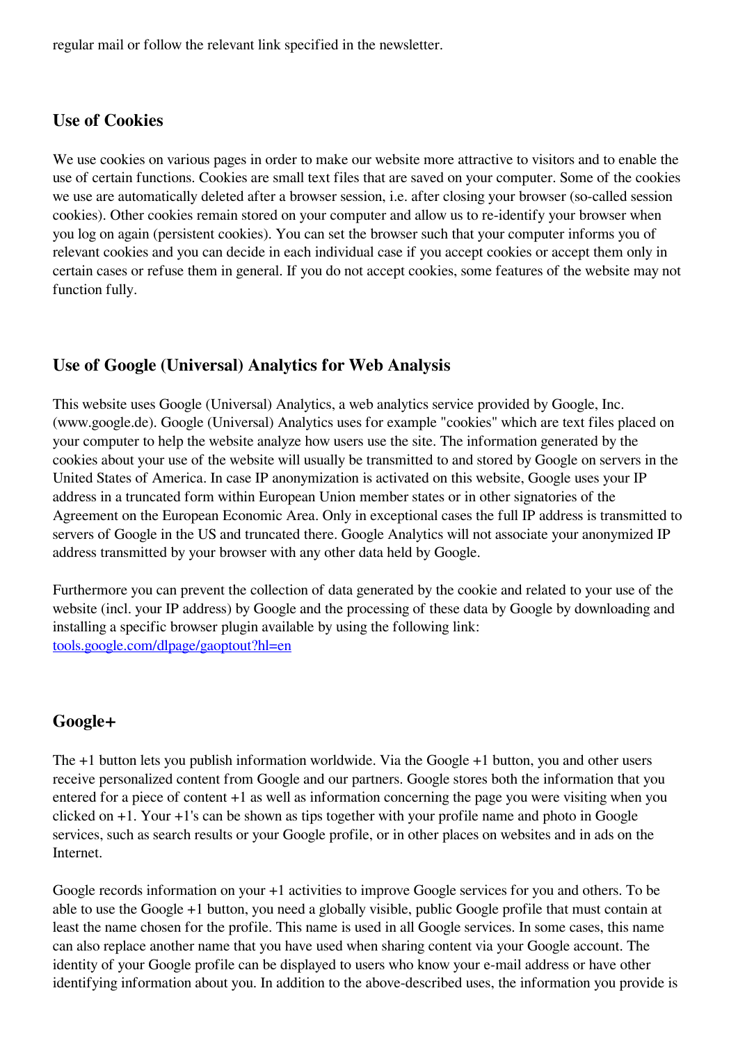regular mail or follow the relevant link specified in the newsletter.

## Use of Cookies

We use cookies on various pages in order to make our website more attractive to visitors and to enable the use of certain functions. Cookies are small text files that are saved on your computer. Some of the cookies we use are automatically deleted after a browser session, i.e. after closing your browser (so-called session cookies). Other cookies remain stored on your computer and allow us to re-identify your browser when you log on again (persistent cookies). You can set the browser such that your computer informs you of relevant cookies and you can decide in each individual case if you accept cookies or accept them only in certain cases or refuse them in general. If you do not accept cookies, some features of the website may not function fully.

## Use of Google (Universal) Analytics for Web Analysis

This website uses Google (Universal) Analytics, a web analytics service provided by Google, Inc. (www.google.de). Google (Universal) Analytics uses for example "cookies" which are text files placed on your computer to help the website analyze how users use the site. The information generated by the cookies about your use of the website will usually be transmitted to and stored by Google on servers in the United States of America. In case IP anonymization is activated on this website, Google uses your IP address in a truncated form within European Union member states or in other signatories of the Agreement on the European Economic Area. Only in exceptional cases the full IP address is transmitted to servers of Google in the US and truncated there. Google Analytics will not associate your anonymized IP address transmitted by your browser with any other data held by Google.

Furthermore you can prevent the collection of data generated by the cookie and related to your use of the website (incl. your IP address) by Google and the processing of these data by Google by downloading and installing a specific browser plugin available by using the following link: [tools.google.com/dlpage/gaoptout?hl=en](tools.google.com/dlpage/gaoptout?hl=en)

## Google+

The +1 button lets you publish information worldwide. Via the Google +1 button, you and other users receive personalized content from Google and our partners. Google stores both the information that you entered for a piece of content +1 as well as information concerning the page you were visiting when you clicked on +1. Your +1's can be shown as tips together with your profile name and photo in Google services, such as search results or your Google profile, or in other places on websites and in ads on the Internet.

Google records information on your +1 activities to improve Google services for you and others. To be able to use the Google +1 button, you need a globally visible, public Google profile that must contain at least the name chosen for the profile. This name is used in all Google services. In some cases, this name can also replace another name that you have used when sharing content via your Google account. The identity of your Google profile can be displayed to users who know your e-mail address or have other identifying information about you. In addition to the above-described uses, the information you provide is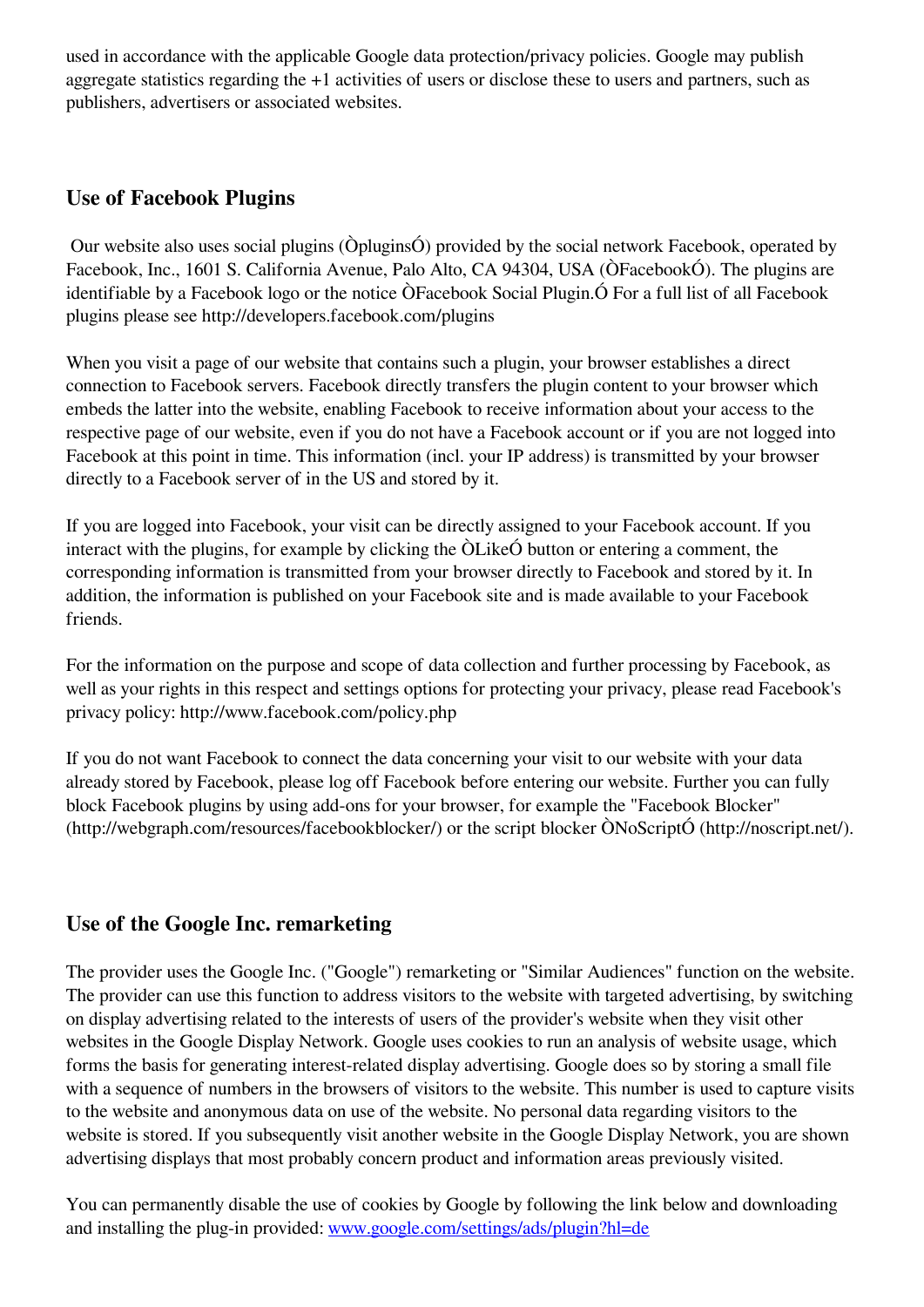used in accordance with the applicable Google data protection/privacy policies. Google may publish aggregate statistics regarding the +1 activities of users or disclose these to users and partners, such as publishers, advertisers or associated websites.

## Use of Facebook Plugins

Our website also uses social plugins (ÒpluginsÓ) provided by the social network Facebook, operated by Facebook, Inc., 1601 S. California Avenue, Palo Alto, CA 94304, USA (ÒFacebookÓ). The plugins are identifiable by a Facebook logo or the notice ÒFacebook Social Plugin.Ó For a full list of all Facebook plugins please see http://developers.facebook.com/plugins

When you visit a page of our website that contains such a plugin, your browser establishes a direct connection to Facebook servers. Facebook directly transfers the plugin content to your browser which embeds the latter into the website, enabling Facebook to receive information about your access to the respective page of our website, even if you do not have a Facebook account or if you are not logged into Facebook at this point in time. This information (incl. your IP address) is transmitted by your browser directly to a Facebook server of in the US and stored by it.

If you are logged into Facebook, your visit can be directly assigned to your Facebook account. If you interact with the plugins, for example by clicking the ÒLikeÓ button or entering a comment, the corresponding information is transmitted from your browser directly to Facebook and stored by it. In addition, the information is published on your Facebook site and is made available to your Facebook friends.

For the information on the purpose and scope of data collection and further processing by Facebook, as well as your rights in this respect and settings options for protecting your privacy, please read Facebook's privacy policy: http://www.facebook.com/policy.php

If you do not want Facebook to connect the data concerning your visit to our website with your data already stored by Facebook, please log off Facebook before entering our website. Further you can fully block Facebook plugins by using add-ons for your browser, for example the "Facebook Blocker" (http://webgraph.com/resources/facebookblocker/) or the script blocker ÒNoScriptÓ (http://noscript.net/).

## Use of the Google Inc. remarketing

The provider uses the Google Inc. ("Google") remarketing or "Similar Audiences" function on the website. The provider can use this function to address visitors to the website with targeted advertising, by switching on display advertising related to the interests of users of the provider's website when they visit other websites in the Google Display Network. Google uses cookies to run an analysis of website usage, which forms the basis for generating interest-related display advertising. Google does so by storing a small file with a sequence of numbers in the browsers of visitors to the website. This number is used to capture visits to the website and anonymous data on use of the website. No personal data regarding visitors to the website is stored. If you subsequently visit another website in the Google Display Network, you are shown advertising displays that most probably concern product and information areas previously visited.

You can permanently disable the use of cookies by Google by following the link below and downloading and installing the plug-in provided: [www.google.com/settings/ads/plugin?hl=de](http://www.google.com/settings/ads/plugin?hl=de)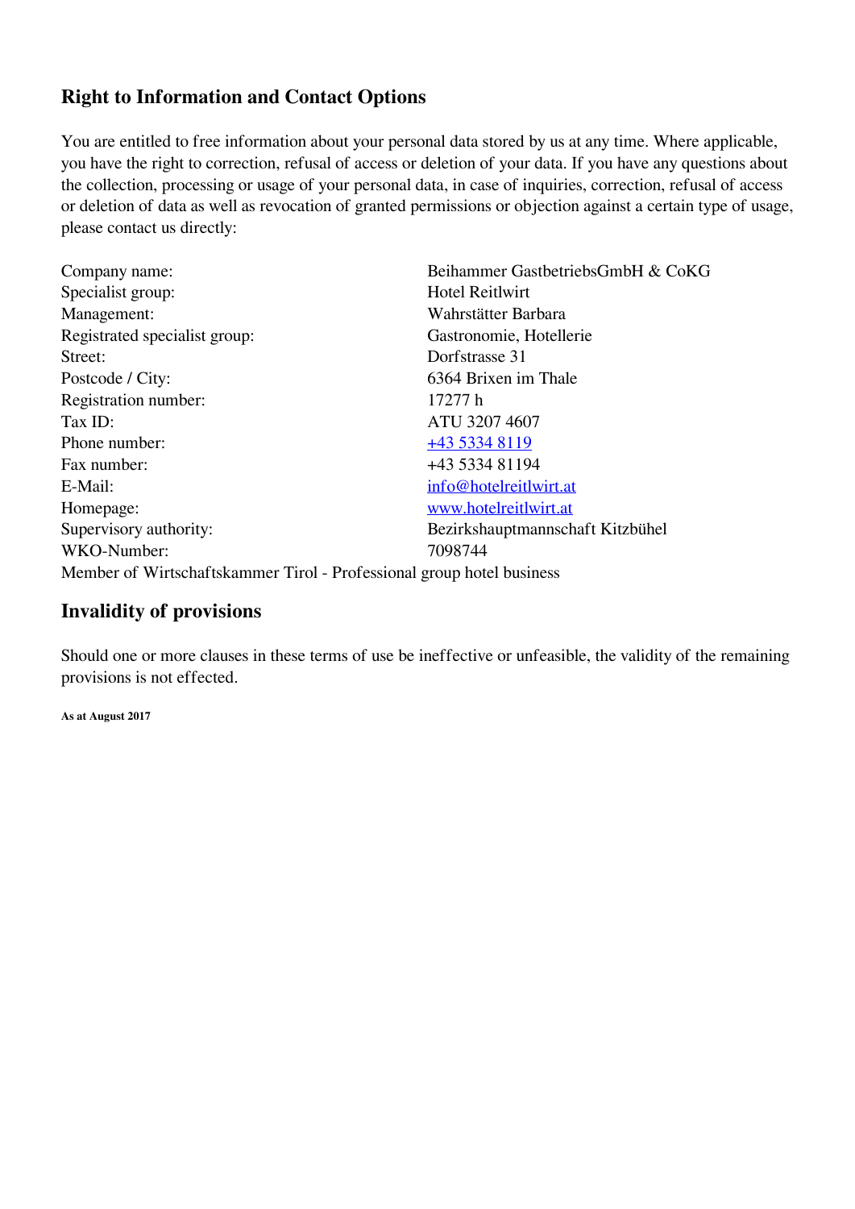## Right to Information and Contact Options

You are entitled to free information about your personal data stored by us at any time. Where applicable, you have the right to correction, refusal of access or deletion of your data. If you have any questions about the collection, processing or usage of your personal data, in case of inquiries, correction, refusal of access or deletion of data as well as revocation of granted permissions or objection against a certain type of usage, please contact us directly:

| | |
|---|---|
| Company name: | Beihammer GastbetriebsGmbH & CoKG |
| Specialist group: | Hotel Reitlwirt |
| Management: | Wahrstätter Barbara |
| Registrated specialist group: | Gastronomie, Hotellerie |
| Street: | Dorfstrasse 31 |
| Postcode / City: | 6364 Brixen im Thale |
| Registration number: | 17277 h |
| Tax ID: | ATU 3207 4607 |
| Phone number: | +43 5334 8119 |
| Fax number: | +43 5334 81194 |
| E-Mail: | info@hotelreitlwirt.at |
| Homepage: | www.hotelreitlwirt.at |
| Supervisory authority: | Bezirkshauptmannschaft Kitzbühel |
| WKO-Number: | 7098744 |

Member of Wirtschaftskammer Tirol - Professional group hotel business

## Invalidity of provisions

Should one or more clauses in these terms of use be ineffective or unfeasible, the validity of the remaining provisions is not effected.

**As at August 2017**